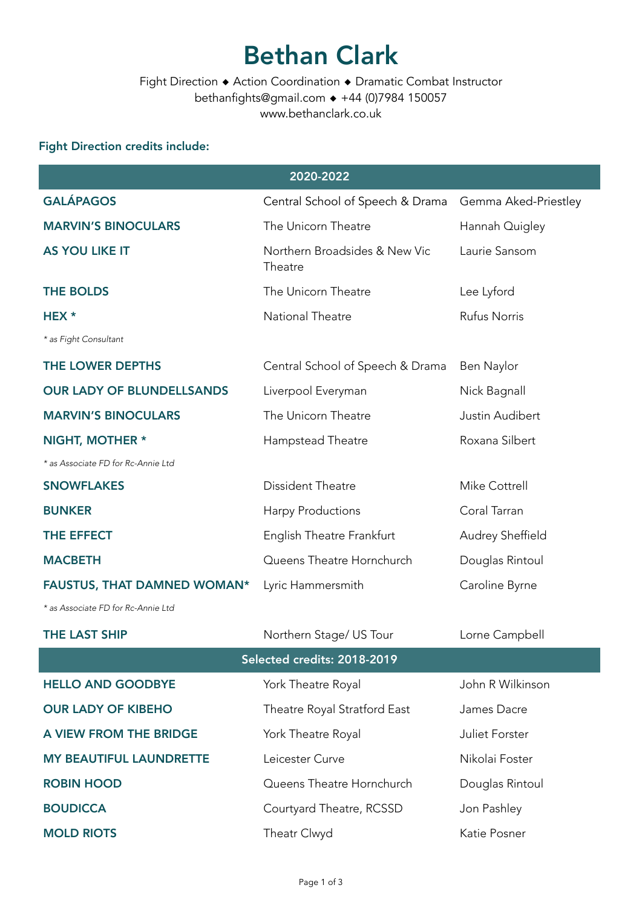# Bethan Clark

Fight Direction ◆ Action Coordination ◆ Dramatic Combat Instructor
bethanfights@gmail.com ◆ +44 (0)7984 150057
www.bethanclark.co.uk

### Fight Direction credits include:

| 2020-2022 | | |
|---|---|---|
| **GALÁPAGOS** | Central School of Speech & Drama | Gemma Aked-Priestley |
| **MARVIN'S BINOCULARS** | The Unicorn Theatre | Hannah Quigley |
| **AS YOU LIKE IT** | Northern Broadsides & New Vic Theatre | Laurie Sansom |
| **THE BOLDS** | The Unicorn Theatre | Lee Lyford |
| **HEX** * | National Theatre | Rufus Norris |
| *\* as Fight Consultant* | | |
| **THE LOWER DEPTHS** | Central School of Speech & Drama | Ben Naylor |
| **OUR LADY OF BLUNDELLSANDS** | Liverpool Everyman | Nick Bagnall |
| **MARVIN'S BINOCULARS** | The Unicorn Theatre | Justin Audibert |
| **NIGHT, MOTHER** * | Hampstead Theatre | Roxana Silbert |
| *\* as Associate FD for Rc-Annie Ltd* | | |
| **SNOWFLAKES** | Dissident Theatre | Mike Cottrell |
| **BUNKER** | Harpy Productions | Coral Tarran |
| **THE EFFECT** | English Theatre Frankfurt | Audrey Sheffield |
| **MACBETH** | Queens Theatre Hornchurch | Douglas Rintoul |
| **FAUSTUS, THAT DAMNED WOMAN*** | Lyric Hammersmith | Caroline Byrne |
| *\* as Associate FD for Rc-Annie Ltd* | | |
| **THE LAST SHIP** | Northern Stage/ US Tour | Lorne Campbell |
| **Selected credits: 2018-2019** | | |
| **HELLO AND GOODBYE** | York Theatre Royal | John R Wilkinson |
| **OUR LADY OF KIBEHO** | Theatre Royal Stratford East | James Dacre |
| **A VIEW FROM THE BRIDGE** | York Theatre Royal | Juliet Forster |
| **MY BEAUTIFUL LAUNDRETTE** | Leicester Curve | Nikolai Foster |
| **ROBIN HOOD** | Queens Theatre Hornchurch | Douglas Rintoul |
| **BOUDICCA** | Courtyard Theatre, RCSSD | Jon Pashley |
| **MOLD RIOTS** | Theatr Clwyd | Katie Posner |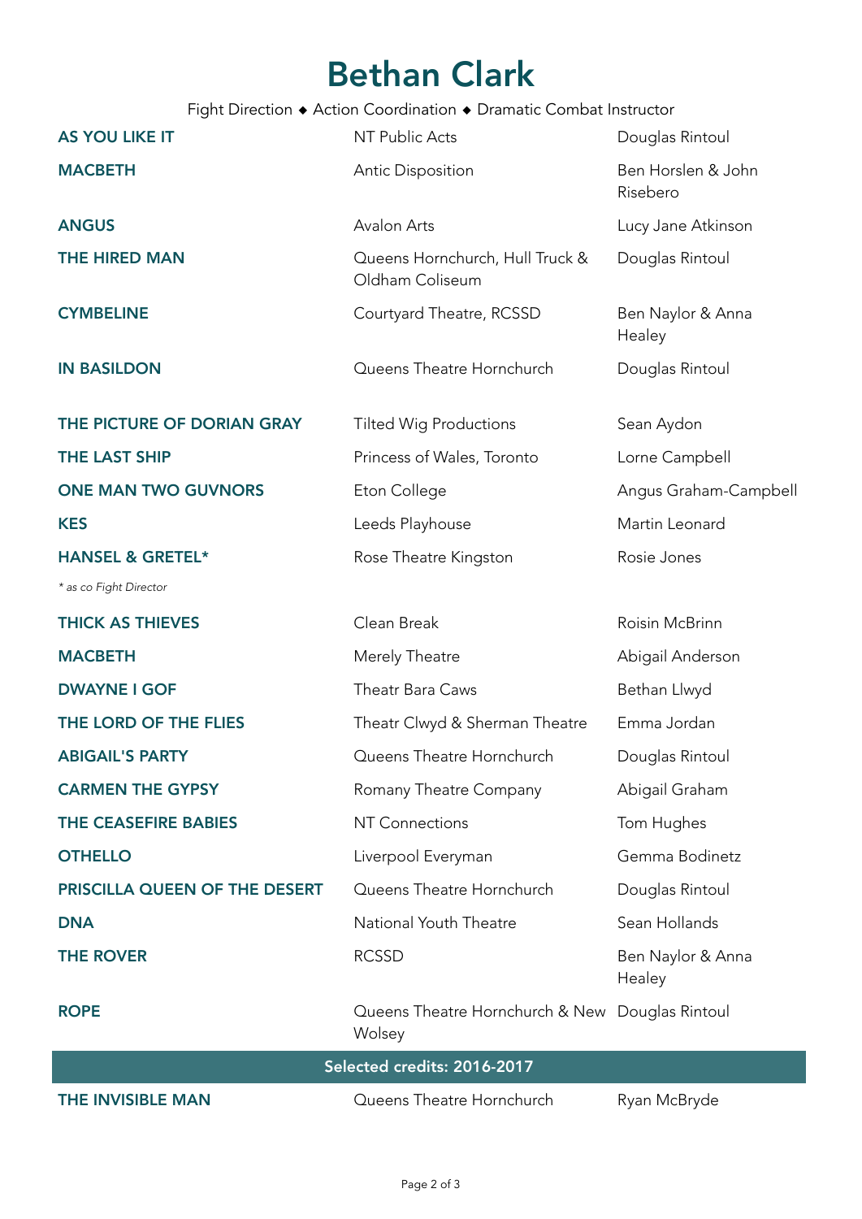# Bethan Clark

Fight Direction ◆ Action Coordination ◆ Dramatic Combat Instructor

| | | |
|---|---|---|
| **AS YOU LIKE IT** | NT Public Acts | Douglas Rintoul |
| **MACBETH** | Antic Disposition | Ben Horslen & John Risebero |
| **ANGUS** | Avalon Arts | Lucy Jane Atkinson |
| **THE HIRED MAN** | Queens Hornchurch, Hull Truck & Oldham Coliseum | Douglas Rintoul |
| **CYMBELINE** | Courtyard Theatre, RCSSD | Ben Naylor & Anna Healey |
| **IN BASILDON** | Queens Theatre Hornchurch | Douglas Rintoul |
| **THE PICTURE OF DORIAN GRAY** | Tilted Wig Productions | Sean Aydon |
| **THE LAST SHIP** | Princess of Wales, Toronto | Lorne Campbell |
| **ONE MAN TWO GUVNORS** | Eton College | Angus Graham-Campbell |
| **KES** | Leeds Playhouse | Martin Leonard |
| **HANSEL & GRETEL*** | Rose Theatre Kingston | Rosie Jones |

*\* as co Fight Director*

| | | |
|---|---|---|
| **THICK AS THIEVES** | Clean Break | Roisin McBrinn |
| **MACBETH** | Merely Theatre | Abigail Anderson |
| **DWAYNE I GOF** | Theatr Bara Caws | Bethan Llwyd |
| **THE LORD OF THE FLIES** | Theatr Clwyd & Sherman Theatre | Emma Jordan |
| **ABIGAIL'S PARTY** | Queens Theatre Hornchurch | Douglas Rintoul |
| **CARMEN THE GYPSY** | Romany Theatre Company | Abigail Graham |
| **THE CEASEFIRE BABIES** | NT Connections | Tom Hughes |
| **OTHELLO** | Liverpool Everyman | Gemma Bodinetz |
| **PRISCILLA QUEEN OF THE DESERT** | Queens Theatre Hornchurch | Douglas Rintoul |
| **DNA** | National Youth Theatre | Sean Hollands |
| **THE ROVER** | RCSSD | Ben Naylor & Anna Healey |
| **ROPE** | Queens Theatre Hornchurch & New Wolsey | Douglas Rintoul |

## Selected credits: 2016-2017

| | | |
|---|---|---|
| **THE INVISIBLE MAN** | Queens Theatre Hornchurch | Ryan McBryde |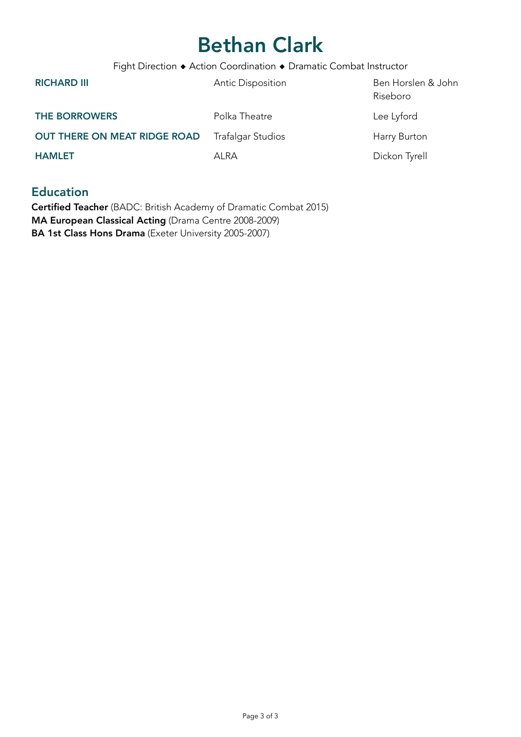# Bethan Clark

Fight Direction ◆ Action Coordination ◆ Dramatic Combat Instructor

| | | |
|---|---|---|
| **RICHARD III** | Antic Disposition | Ben Horslen & John Riseboro |
| **THE BORROWERS** | Polka Theatre | Lee Lyford |
| **OUT THERE ON MEAT RIDGE ROAD** | Trafalgar Studios | Harry Burton |
| **HAMLET** | ALRA | Dickon Tyrell |

## Education

**Certified Teacher** (BADC: British Academy of Dramatic Combat 2015)
**MA European Classical Acting** (Drama Centre 2008-2009)
**BA 1st Class Hons Drama** (Exeter University 2005-2007)